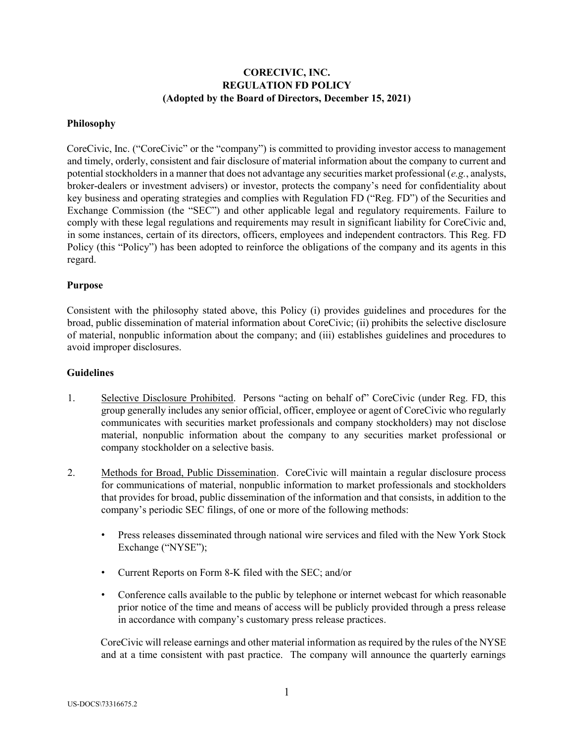**CORECIVIC, INC.**
**REGULATION FD POLICY**
**(Adopted by the Board of Directors, December 15, 2021)**

**Philosophy**

CoreCivic, Inc. ("CoreCivic" or the "company") is committed to providing investor access to management and timely, orderly, consistent and fair disclosure of material information about the company to current and potential stockholders in a manner that does not advantage any securities market professional (*e.g.*, analysts, broker-dealers or investment advisers) or investor, protects the company's need for confidentiality about key business and operating strategies and complies with Regulation FD ("Reg. FD") of the Securities and Exchange Commission (the "SEC") and other applicable legal and regulatory requirements. Failure to comply with these legal regulations and requirements may result in significant liability for CoreCivic and, in some instances, certain of its directors, officers, employees and independent contractors. This Reg. FD Policy (this "Policy") has been adopted to reinforce the obligations of the company and its agents in this regard.

**Purpose**

Consistent with the philosophy stated above, this Policy (i) provides guidelines and procedures for the broad, public dissemination of material information about CoreCivic; (ii) prohibits the selective disclosure of material, nonpublic information about the company; and (iii) establishes guidelines and procedures to avoid improper disclosures.

**Guidelines**

1. Selective Disclosure Prohibited. Persons "acting on behalf of" CoreCivic (under Reg. FD, this group generally includes any senior official, officer, employee or agent of CoreCivic who regularly communicates with securities market professionals and company stockholders) may not disclose material, nonpublic information about the company to any securities market professional or company stockholder on a selective basis.

2. Methods for Broad, Public Dissemination. CoreCivic will maintain a regular disclosure process for communications of material, nonpublic information to market professionals and stockholders that provides for broad, public dissemination of the information and that consists, in addition to the company's periodic SEC filings, of one or more of the following methods:

   - Press releases disseminated through national wire services and filed with the New York Stock Exchange ("NYSE");
   - Current Reports on Form 8-K filed with the SEC; and/or
   - Conference calls available to the public by telephone or internet webcast for which reasonable prior notice of the time and means of access will be publicly provided through a press release in accordance with company's customary press release practices.

   CoreCivic will release earnings and other material information as required by the rules of the NYSE and at a time consistent with past practice. The company will announce the quarterly earnings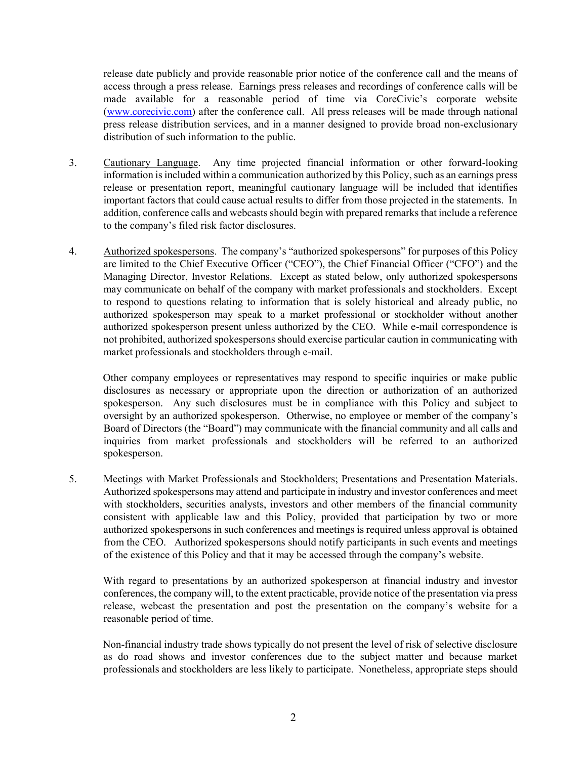release date publicly and provide reasonable prior notice of the conference call and the means of access through a press release. Earnings press releases and recordings of conference calls will be made available for a reasonable period of time via CoreCivic's corporate website (www.corecivic.com) after the conference call. All press releases will be made through national press release distribution services, and in a manner designed to provide broad non-exclusionary distribution of such information to the public.

3. Cautionary Language. Any time projected financial information or other forward-looking information is included within a communication authorized by this Policy, such as an earnings press release or presentation report, meaningful cautionary language will be included that identifies important factors that could cause actual results to differ from those projected in the statements. In addition, conference calls and webcasts should begin with prepared remarks that include a reference to the company's filed risk factor disclosures.

4. Authorized spokespersons. The company's "authorized spokespersons" for purposes of this Policy are limited to the Chief Executive Officer ("CEO"), the Chief Financial Officer ("CFO") and the Managing Director, Investor Relations. Except as stated below, only authorized spokespersons may communicate on behalf of the company with market professionals and stockholders. Except to respond to questions relating to information that is solely historical and already public, no authorized spokesperson may speak to a market professional or stockholder without another authorized spokesperson present unless authorized by the CEO. While e-mail correspondence is not prohibited, authorized spokespersons should exercise particular caution in communicating with market professionals and stockholders through e-mail.

   Other company employees or representatives may respond to specific inquiries or make public disclosures as necessary or appropriate upon the direction or authorization of an authorized spokesperson. Any such disclosures must be in compliance with this Policy and subject to oversight by an authorized spokesperson. Otherwise, no employee or member of the company's Board of Directors (the "Board") may communicate with the financial community and all calls and inquiries from market professionals and stockholders will be referred to an authorized spokesperson.

5. Meetings with Market Professionals and Stockholders; Presentations and Presentation Materials. Authorized spokespersons may attend and participate in industry and investor conferences and meet with stockholders, securities analysts, investors and other members of the financial community consistent with applicable law and this Policy, provided that participation by two or more authorized spokespersons in such conferences and meetings is required unless approval is obtained from the CEO. Authorized spokespersons should notify participants in such events and meetings of the existence of this Policy and that it may be accessed through the company's website.

   With regard to presentations by an authorized spokesperson at financial industry and investor conferences, the company will, to the extent practicable, provide notice of the presentation via press release, webcast the presentation and post the presentation on the company's website for a reasonable period of time.

   Non-financial industry trade shows typically do not present the level of risk of selective disclosure as do road shows and investor conferences due to the subject matter and because market professionals and stockholders are less likely to participate. Nonetheless, appropriate steps should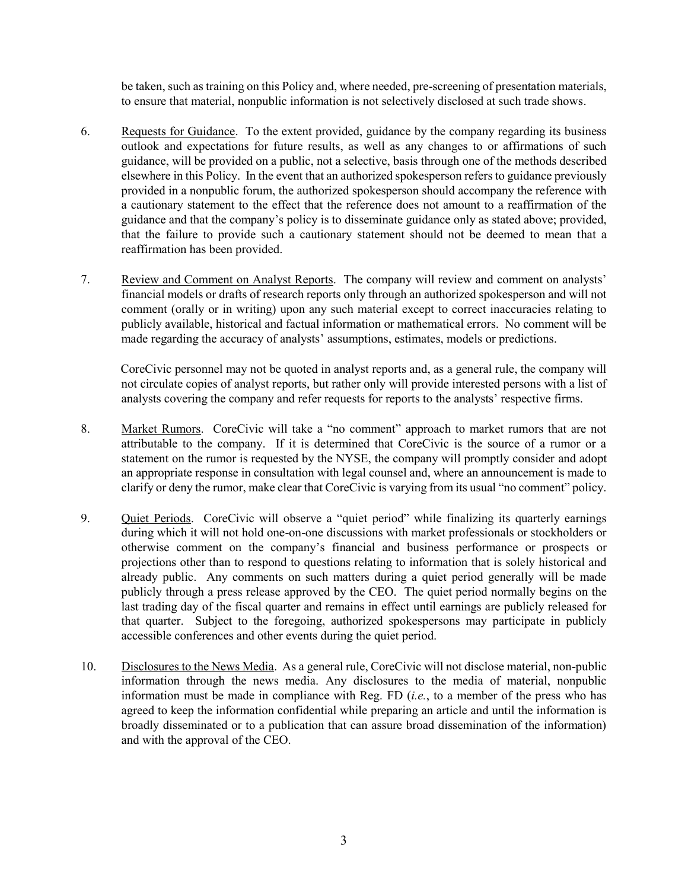be taken, such as training on this Policy and, where needed, pre-screening of presentation materials, to ensure that material, nonpublic information is not selectively disclosed at such trade shows.

6. Requests for Guidance. To the extent provided, guidance by the company regarding its business outlook and expectations for future results, as well as any changes to or affirmations of such guidance, will be provided on a public, not a selective, basis through one of the methods described elsewhere in this Policy. In the event that an authorized spokesperson refers to guidance previously provided in a nonpublic forum, the authorized spokesperson should accompany the reference with a cautionary statement to the effect that the reference does not amount to a reaffirmation of the guidance and that the company's policy is to disseminate guidance only as stated above; provided, that the failure to provide such a cautionary statement should not be deemed to mean that a reaffirmation has been provided.

7. Review and Comment on Analyst Reports. The company will review and comment on analysts' financial models or drafts of research reports only through an authorized spokesperson and will not comment (orally or in writing) upon any such material except to correct inaccuracies relating to publicly available, historical and factual information or mathematical errors. No comment will be made regarding the accuracy of analysts' assumptions, estimates, models or predictions.

   CoreCivic personnel may not be quoted in analyst reports and, as a general rule, the company will not circulate copies of analyst reports, but rather only will provide interested persons with a list of analysts covering the company and refer requests for reports to the analysts' respective firms.

8. Market Rumors. CoreCivic will take a "no comment" approach to market rumors that are not attributable to the company. If it is determined that CoreCivic is the source of a rumor or a statement on the rumor is requested by the NYSE, the company will promptly consider and adopt an appropriate response in consultation with legal counsel and, where an announcement is made to clarify or deny the rumor, make clear that CoreCivic is varying from its usual "no comment" policy.

9. Quiet Periods. CoreCivic will observe a "quiet period" while finalizing its quarterly earnings during which it will not hold one-on-one discussions with market professionals or stockholders or otherwise comment on the company's financial and business performance or prospects or projections other than to respond to questions relating to information that is solely historical and already public. Any comments on such matters during a quiet period generally will be made publicly through a press release approved by the CEO. The quiet period normally begins on the last trading day of the fiscal quarter and remains in effect until earnings are publicly released for that quarter. Subject to the foregoing, authorized spokespersons may participate in publicly accessible conferences and other events during the quiet period.

10. Disclosures to the News Media. As a general rule, CoreCivic will not disclose material, non-public information through the news media. Any disclosures to the media of material, nonpublic information must be made in compliance with Reg. FD (*i.e.*, to a member of the press who has agreed to keep the information confidential while preparing an article and until the information is broadly disseminated or to a publication that can assure broad dissemination of the information) and with the approval of the CEO.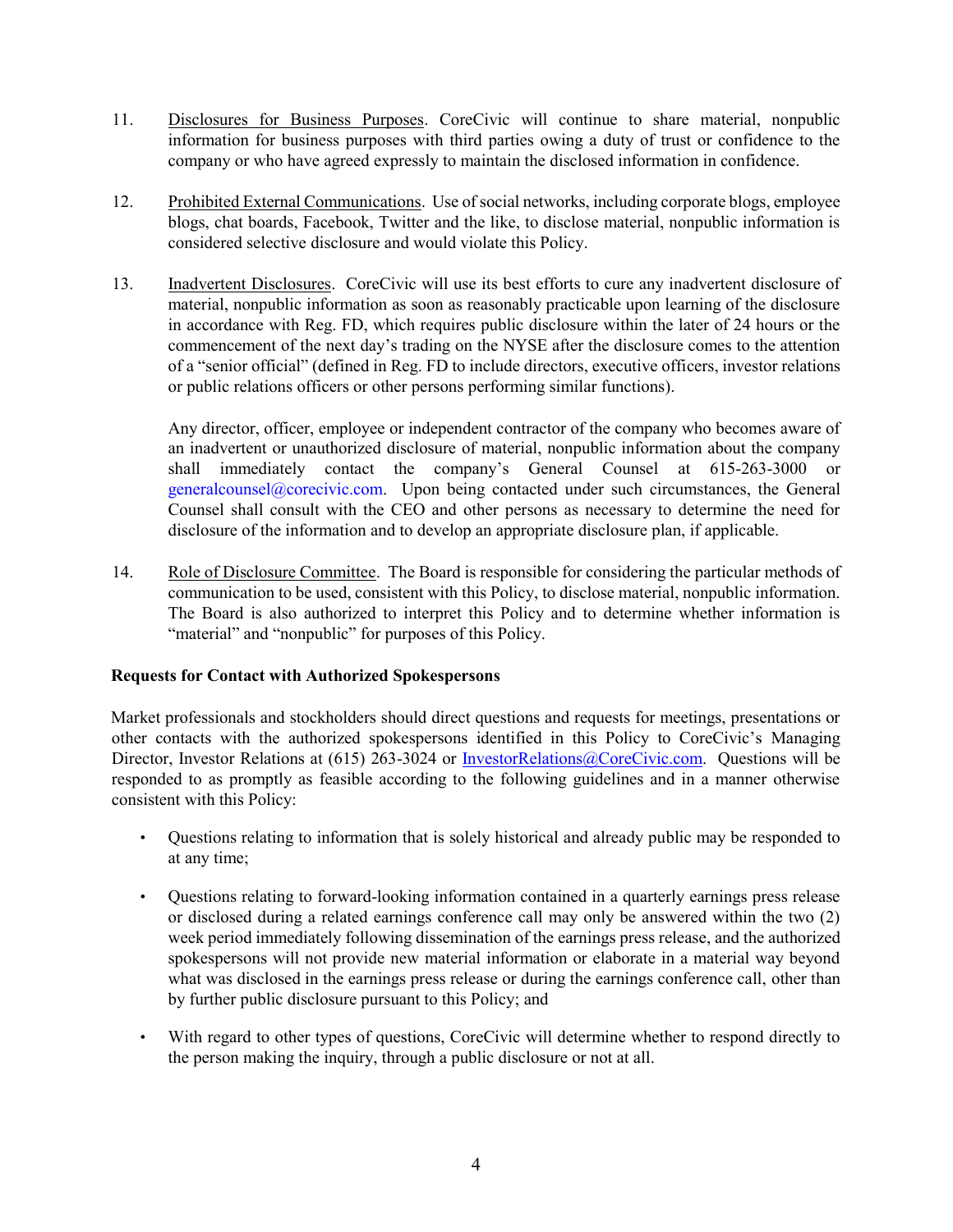11. Disclosures for Business Purposes. CoreCivic will continue to share material, nonpublic information for business purposes with third parties owing a duty of trust or confidence to the company or who have agreed expressly to maintain the disclosed information in confidence.

12. Prohibited External Communications. Use of social networks, including corporate blogs, employee blogs, chat boards, Facebook, Twitter and the like, to disclose material, nonpublic information is considered selective disclosure and would violate this Policy.

13. Inadvertent Disclosures. CoreCivic will use its best efforts to cure any inadvertent disclosure of material, nonpublic information as soon as reasonably practicable upon learning of the disclosure in accordance with Reg. FD, which requires public disclosure within the later of 24 hours or the commencement of the next day's trading on the NYSE after the disclosure comes to the attention of a "senior official" (defined in Reg. FD to include directors, executive officers, investor relations or public relations officers or other persons performing similar functions).

    Any director, officer, employee or independent contractor of the company who becomes aware of an inadvertent or unauthorized disclosure of material, nonpublic information about the company shall immediately contact the company's General Counsel at 615-263-3000 or generalcounsel@corecivic.com. Upon being contacted under such circumstances, the General Counsel shall consult with the CEO and other persons as necessary to determine the need for disclosure of the information and to develop an appropriate disclosure plan, if applicable.

14. Role of Disclosure Committee. The Board is responsible for considering the particular methods of communication to be used, consistent with this Policy, to disclose material, nonpublic information. The Board is also authorized to interpret this Policy and to determine whether information is "material" and "nonpublic" for purposes of this Policy.

**Requests for Contact with Authorized Spokespersons**

Market professionals and stockholders should direct questions and requests for meetings, presentations or other contacts with the authorized spokespersons identified in this Policy to CoreCivic's Managing Director, Investor Relations at (615) 263-3024 or InvestorRelations@CoreCivic.com. Questions will be responded to as promptly as feasible according to the following guidelines and in a manner otherwise consistent with this Policy:

- Questions relating to information that is solely historical and already public may be responded to at any time;

- Questions relating to forward-looking information contained in a quarterly earnings press release or disclosed during a related earnings conference call may only be answered within the two (2) week period immediately following dissemination of the earnings press release, and the authorized spokespersons will not provide new material information or elaborate in a material way beyond what was disclosed in the earnings press release or during the earnings conference call, other than by further public disclosure pursuant to this Policy; and

- With regard to other types of questions, CoreCivic will determine whether to respond directly to the person making the inquiry, through a public disclosure or not at all.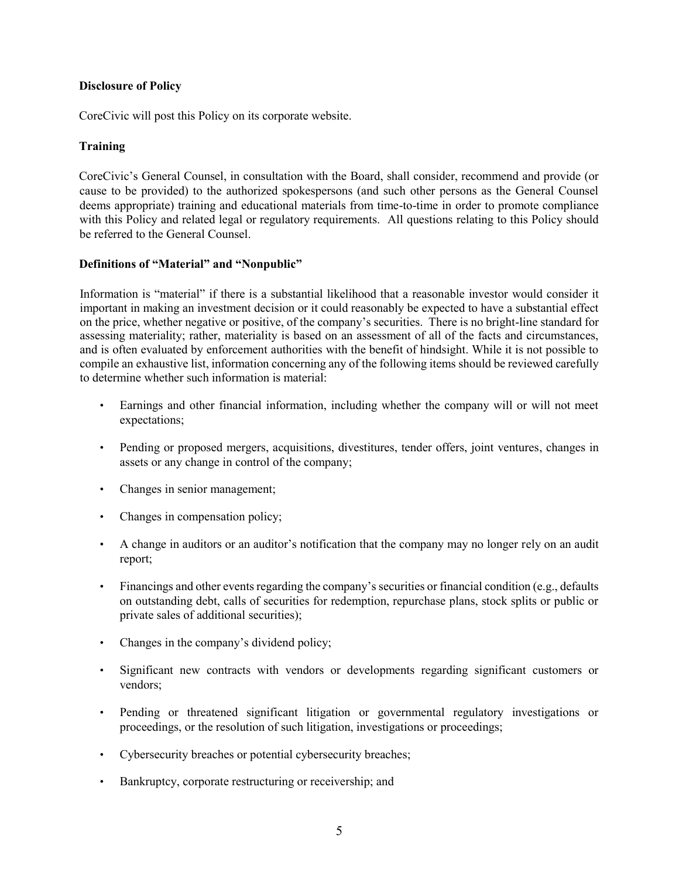**Disclosure of Policy**

CoreCivic will post this Policy on its corporate website.

**Training**

CoreCivic's General Counsel, in consultation with the Board, shall consider, recommend and provide (or cause to be provided) to the authorized spokespersons (and such other persons as the General Counsel deems appropriate) training and educational materials from time-to-time in order to promote compliance with this Policy and related legal or regulatory requirements. All questions relating to this Policy should be referred to the General Counsel.

**Definitions of "Material" and "Nonpublic"**

Information is "material" if there is a substantial likelihood that a reasonable investor would consider it important in making an investment decision or it could reasonably be expected to have a substantial effect on the price, whether negative or positive, of the company's securities. There is no bright-line standard for assessing materiality; rather, materiality is based on an assessment of all of the facts and circumstances, and is often evaluated by enforcement authorities with the benefit of hindsight. While it is not possible to compile an exhaustive list, information concerning any of the following items should be reviewed carefully to determine whether such information is material:

- Earnings and other financial information, including whether the company will or will not meet expectations;
- Pending or proposed mergers, acquisitions, divestitures, tender offers, joint ventures, changes in assets or any change in control of the company;
- Changes in senior management;
- Changes in compensation policy;
- A change in auditors or an auditor's notification that the company may no longer rely on an audit report;
- Financings and other events regarding the company's securities or financial condition (e.g., defaults on outstanding debt, calls of securities for redemption, repurchase plans, stock splits or public or private sales of additional securities);
- Changes in the company's dividend policy;
- Significant new contracts with vendors or developments regarding significant customers or vendors;
- Pending or threatened significant litigation or governmental regulatory investigations or proceedings, or the resolution of such litigation, investigations or proceedings;
- Cybersecurity breaches or potential cybersecurity breaches;
- Bankruptcy, corporate restructuring or receivership; and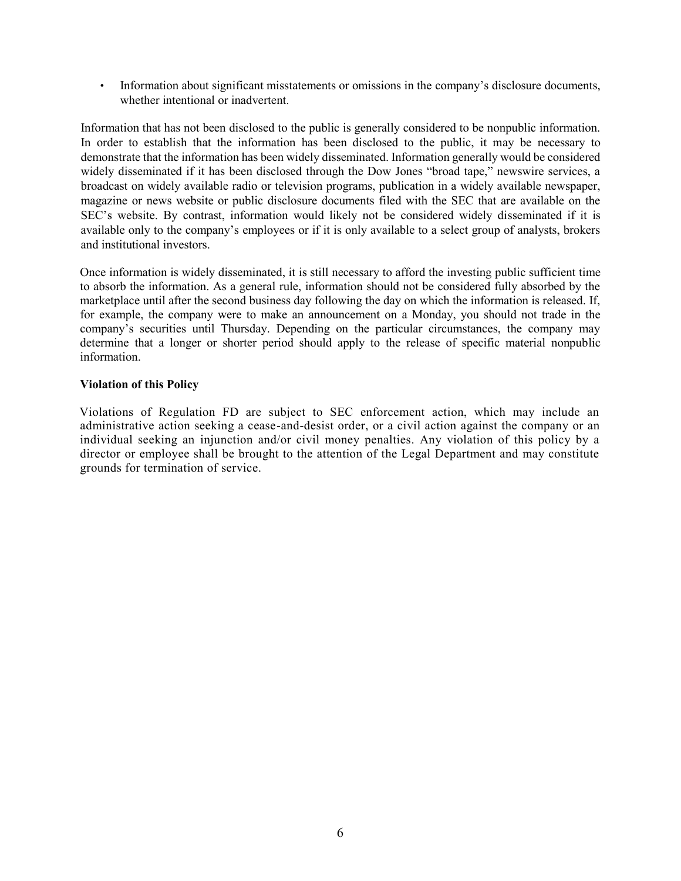- Information about significant misstatements or omissions in the company's disclosure documents, whether intentional or inadvertent.

Information that has not been disclosed to the public is generally considered to be nonpublic information. In order to establish that the information has been disclosed to the public, it may be necessary to demonstrate that the information has been widely disseminated. Information generally would be considered widely disseminated if it has been disclosed through the Dow Jones "broad tape," newswire services, a broadcast on widely available radio or television programs, publication in a widely available newspaper, magazine or news website or public disclosure documents filed with the SEC that are available on the SEC's website. By contrast, information would likely not be considered widely disseminated if it is available only to the company's employees or if it is only available to a select group of analysts, brokers and institutional investors.

Once information is widely disseminated, it is still necessary to afford the investing public sufficient time to absorb the information. As a general rule, information should not be considered fully absorbed by the marketplace until after the second business day following the day on which the information is released. If, for example, the company were to make an announcement on a Monday, you should not trade in the company's securities until Thursday. Depending on the particular circumstances, the company may determine that a longer or shorter period should apply to the release of specific material nonpublic information.

**Violation of this Policy**

Violations of Regulation FD are subject to SEC enforcement action, which may include an administrative action seeking a cease-and-desist order, or a civil action against the company or an individual seeking an injunction and/or civil money penalties. Any violation of this policy by a director or employee shall be brought to the attention of the Legal Department and may constitute grounds for termination of service.